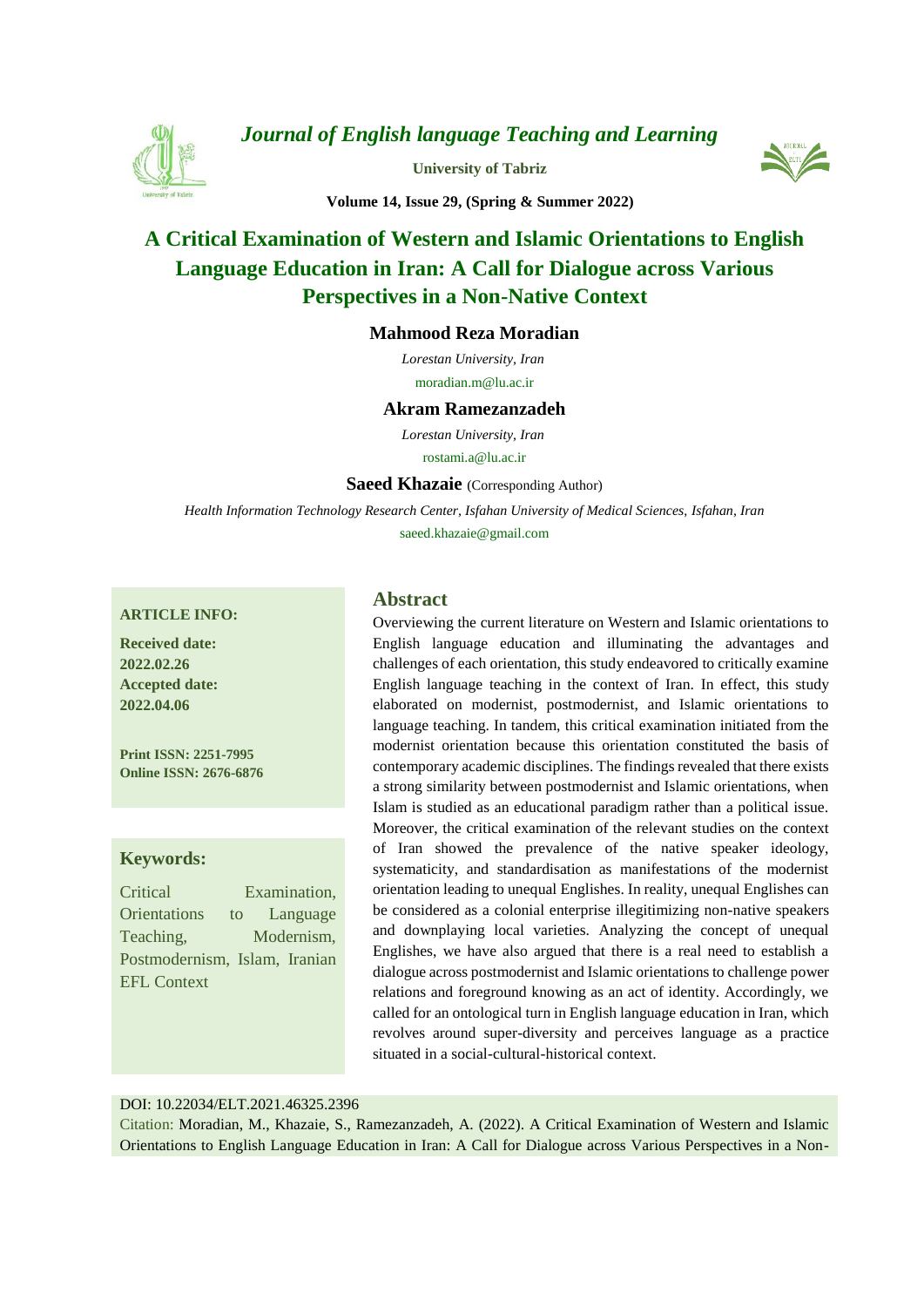*Journal of English language Teaching and Learning*

**University of Tabriz**

**Volume 14, Issue 29, (Spring & Summer 2022)**

# A Critical Examination of Western and Islamic Orientations to English Language Education in Iran: A Call for Dialogue across Various Perspectives in a Non-Native Context

**Mahmood Reza Moradian**

*Lorestan University, Iran*

moradian.m@lu.ac.ir

**Akram Ramezanzadeh**

*Lorestan University, Iran*

rostami.a@lu.ac.ir

**Saeed Khazaie** (Corresponding Author)

*Health Information Technology Research Center, Isfahan University of Medical Sciences, Isfahan, Iran*

saeed.khazaie@gmail.com

**ARTICLE INFO:**

**Received date:** **2022.02.26**

**Accepted date:** **2022.04.06**

**Print ISSN: 2251-7995**
**Online ISSN: 2676-6876**

**Keywords:**

Critical Examination, Orientations to Language Teaching, Modernism, Postmodernism, Islam, Iranian EFL Context

## Abstract

Overviewing the current literature on Western and Islamic orientations to English language education and illuminating the advantages and challenges of each orientation, this study endeavored to critically examine English language teaching in the context of Iran. In effect, this study elaborated on modernist, postmodernist, and Islamic orientations to language teaching. In tandem, this critical examination initiated from the modernist orientation because this orientation constituted the basis of contemporary academic disciplines. The findings revealed that there exists a strong similarity between postmodernist and Islamic orientations, when Islam is studied as an educational paradigm rather than a political issue. Moreover, the critical examination of the relevant studies on the context of Iran showed the prevalence of the native speaker ideology, systematicity, and standardisation as manifestations of the modernist orientation leading to unequal Englishes. In reality, unequal Englishes can be considered as a colonial enterprise illegitimizing non-native speakers and downplaying local varieties. Analyzing the concept of unequal Englishes, we have also argued that there is a real need to establish a dialogue across postmodernist and Islamic orientations to challenge power relations and foreground knowing as an act of identity. Accordingly, we called for an ontological turn in English language education in Iran, which revolves around super-diversity and perceives language as a practice situated in a social-cultural-historical context.

DOI: 10.22034/ELT.2021.46325.2396

Citation: Moradian, M., Khazaie, S., Ramezanzadeh, A. (2022). A Critical Examination of Western and Islamic Orientations to English Language Education in Iran: A Call for Dialogue across Various Perspectives in a Non-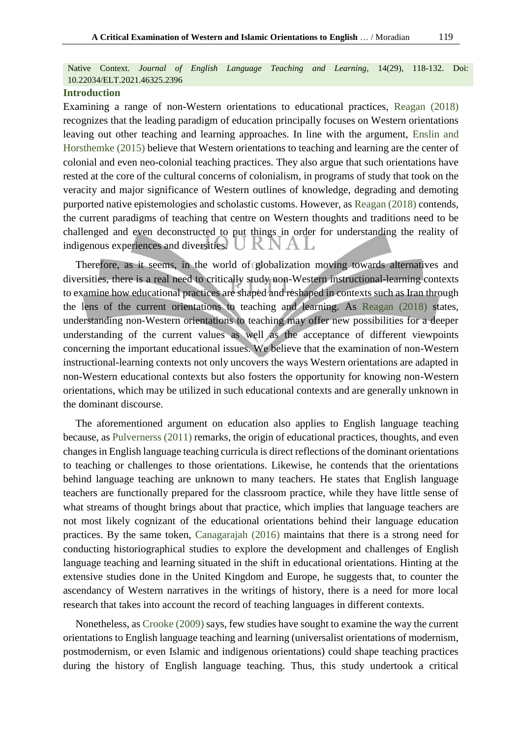Native Context. *Journal of English Language Teaching and Learning,* 14(29), 118-132. Doi: 10.22034/ELT.2021.46325.2396

## Introduction

Examining a range of non-Western orientations to educational practices, Reagan (2018) recognizes that the leading paradigm of education principally focuses on Western orientations leaving out other teaching and learning approaches. In line with the argument, Enslin and Horsthemke (2015) believe that Western orientations to teaching and learning are the center of colonial and even neo-colonial teaching practices. They also argue that such orientations have rested at the core of the cultural concerns of colonialism, in programs of study that took on the veracity and major significance of Western outlines of knowledge, degrading and demoting purported native epistemologies and scholastic customs. However, as Reagan (2018) contends, the current paradigms of teaching that centre on Western thoughts and traditions need to be challenged and even deconstructed to put things in order for understanding the reality of indigenous experiences and diversities.

Therefore, as it seems, in the world of globalization moving towards alternatives and diversities, there is a real need to critically study non-Western instructional-learning contexts to examine how educational practices are shaped and reshaped in contexts such as Iran through the lens of the current orientations to teaching and learning. As Reagan (2018) states, understanding non-Western orientations to teaching may offer new possibilities for a deeper understanding of the current values as well as the acceptance of different viewpoints concerning the important educational issues. We believe that the examination of non-Western instructional-learning contexts not only uncovers the ways Western orientations are adapted in non-Western educational contexts but also fosters the opportunity for knowing non-Western orientations, which may be utilized in such educational contexts and are generally unknown in the dominant discourse.

The aforementioned argument on education also applies to English language teaching because, as Pulvernerss (2011) remarks, the origin of educational practices, thoughts, and even changes in English language teaching curricula is direct reflections of the dominant orientations to teaching or challenges to those orientations. Likewise, he contends that the orientations behind language teaching are unknown to many teachers. He states that English language teachers are functionally prepared for the classroom practice, while they have little sense of what streams of thought brings about that practice, which implies that language teachers are not most likely cognizant of the educational orientations behind their language education practices. By the same token, Canagarajah (2016) maintains that there is a strong need for conducting historiographical studies to explore the development and challenges of English language teaching and learning situated in the shift in educational orientations. Hinting at the extensive studies done in the United Kingdom and Europe, he suggests that, to counter the ascendancy of Western narratives in the writings of history, there is a need for more local research that takes into account the record of teaching languages in different contexts.

Nonetheless, as Crooke (2009) says, few studies have sought to examine the way the current orientations to English language teaching and learning (universalist orientations of modernism, postmodernism, or even Islamic and indigenous orientations) could shape teaching practices during the history of English language teaching. Thus, this study undertook a critical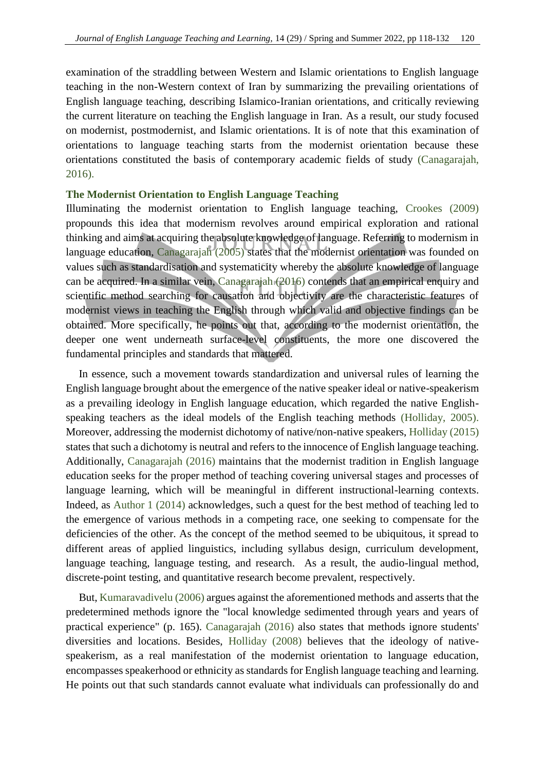examination of the straddling between Western and Islamic orientations to English language teaching in the non-Western context of Iran by summarizing the prevailing orientations of English language teaching, describing Islamico-Iranian orientations, and critically reviewing the current literature on teaching the English language in Iran. As a result, our study focused on modernist, postmodernist, and Islamic orientations. It is of note that this examination of orientations to language teaching starts from the modernist orientation because these orientations constituted the basis of contemporary academic fields of study (Canagarajah, 2016).

### The Modernist Orientation to English Language Teaching

Illuminating the modernist orientation to English language teaching, Crookes (2009) propounds this idea that modernism revolves around empirical exploration and rational thinking and aims at acquiring the absolute knowledge of language. Referring to modernism in language education, Canagarajah (2005) states that the modernist orientation was founded on values such as standardisation and systematicity whereby the absolute knowledge of language can be acquired. In a similar vein, Canagarajah (2016) contends that an empirical enquiry and scientific method searching for causation and objectivity are the characteristic features of modernist views in teaching the English through which valid and objective findings can be obtained. More specifically, he points out that, according to the modernist orientation, the deeper one went underneath surface-level constituents, the more one discovered the fundamental principles and standards that mattered.

In essence, such a movement towards standardization and universal rules of learning the English language brought about the emergence of the native speaker ideal or native-speakerism as a prevailing ideology in English language education, which regarded the native English-speaking teachers as the ideal models of the English teaching methods (Holliday, 2005). Moreover, addressing the modernist dichotomy of native/non-native speakers, Holliday (2015) states that such a dichotomy is neutral and refers to the innocence of English language teaching. Additionally, Canagarajah (2016) maintains that the modernist tradition in English language education seeks for the proper method of teaching covering universal stages and processes of language learning, which will be meaningful in different instructional-learning contexts. Indeed, as Author 1 (2014) acknowledges, such a quest for the best method of teaching led to the emergence of various methods in a competing race, one seeking to compensate for the deficiencies of the other. As the concept of the method seemed to be ubiquitous, it spread to different areas of applied linguistics, including syllabus design, curriculum development, language teaching, language testing, and research. As a result, the audio-lingual method, discrete-point testing, and quantitative research become prevalent, respectively.

But, Kumaravadivelu (2006) argues against the aforementioned methods and asserts that the predetermined methods ignore the "local knowledge sedimented through years and years of practical experience" (p. 165). Canagarajah (2016) also states that methods ignore students' diversities and locations. Besides, Holliday (2008) believes that the ideology of native-speakerism, as a real manifestation of the modernist orientation to language education, encompasses speakerhood or ethnicity as standards for English language teaching and learning. He points out that such standards cannot evaluate what individuals can professionally do and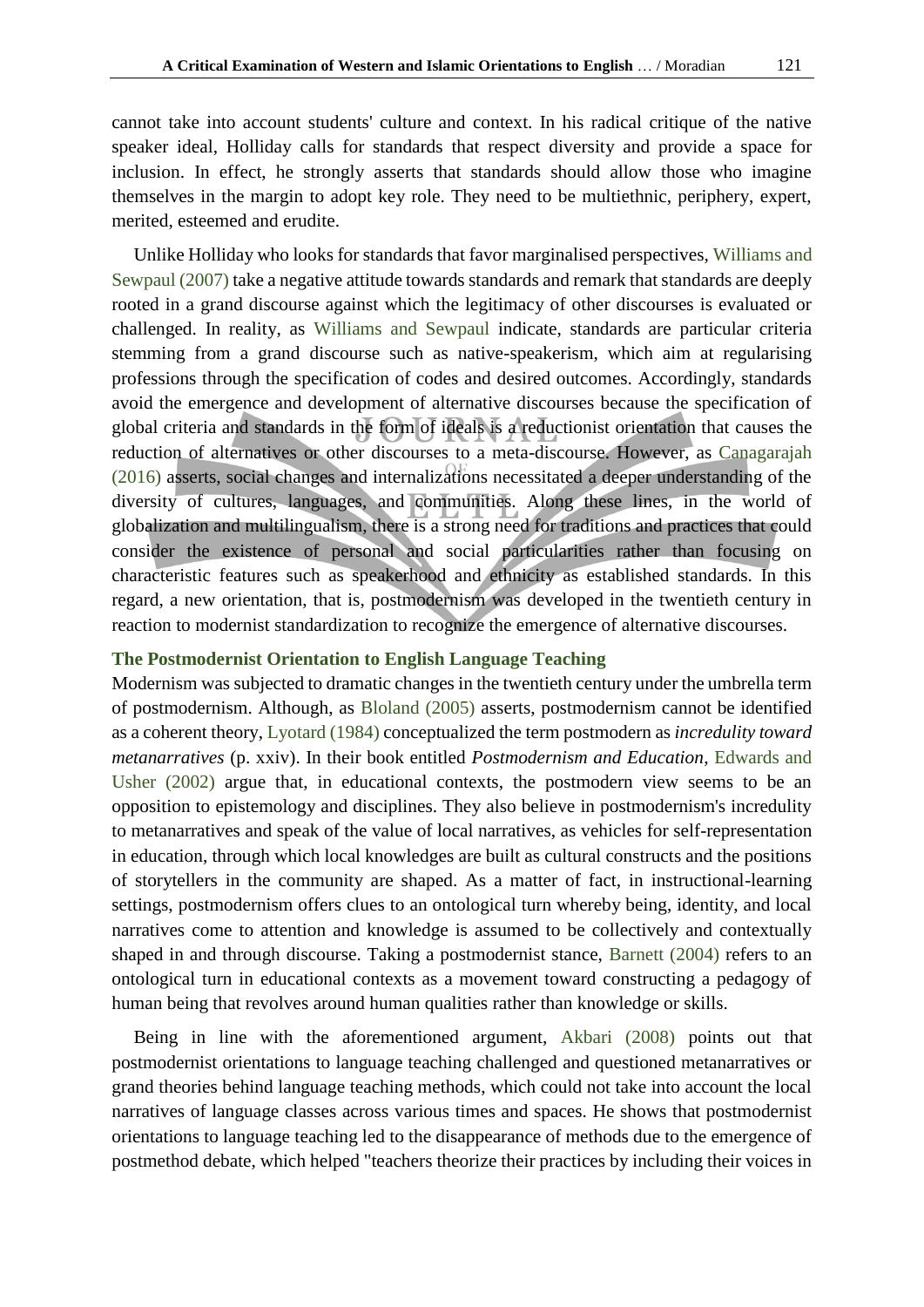cannot take into account students' culture and context. In his radical critique of the native speaker ideal, Holliday calls for standards that respect diversity and provide a space for inclusion. In effect, he strongly asserts that standards should allow those who imagine themselves in the margin to adopt key role. They need to be multiethnic, periphery, expert, merited, esteemed and erudite.

Unlike Holliday who looks for standards that favor marginalised perspectives, Williams and Sewpaul (2007) take a negative attitude towards standards and remark that standards are deeply rooted in a grand discourse against which the legitimacy of other discourses is evaluated or challenged. In reality, as Williams and Sewpaul indicate, standards are particular criteria stemming from a grand discourse such as native-speakerism, which aim at regularising professions through the specification of codes and desired outcomes. Accordingly, standards avoid the emergence and development of alternative discourses because the specification of global criteria and standards in the form of ideals is a reductionist orientation that causes the reduction of alternatives or other discourses to a meta-discourse. However, as Canagarajah (2016) asserts, social changes and internalizations necessitated a deeper understanding of the diversity of cultures, languages, and communities. Along these lines, in the world of globalization and multilingualism, there is a strong need for traditions and practices that could consider the existence of personal and social particularities rather than focusing on characteristic features such as speakerhood and ethnicity as established standards. In this regard, a new orientation, that is, postmodernism was developed in the twentieth century in reaction to modernist standardization to recognize the emergence of alternative discourses.

### The Postmodernist Orientation to English Language Teaching

Modernism was subjected to dramatic changes in the twentieth century under the umbrella term of postmodernism. Although, as Bloland (2005) asserts, postmodernism cannot be identified as a coherent theory, Lyotard (1984) conceptualized the term postmodern as *incredulity toward metanarratives* (p. xxiv). In their book entitled *Postmodernism and Education*, Edwards and Usher (2002) argue that, in educational contexts, the postmodern view seems to be an opposition to epistemology and disciplines. They also believe in postmodernism's incredulity to metanarratives and speak of the value of local narratives, as vehicles for self-representation in education, through which local knowledges are built as cultural constructs and the positions of storytellers in the community are shaped. As a matter of fact, in instructional-learning settings, postmodernism offers clues to an ontological turn whereby being, identity, and local narratives come to attention and knowledge is assumed to be collectively and contextually shaped in and through discourse. Taking a postmodernist stance, Barnett (2004) refers to an ontological turn in educational contexts as a movement toward constructing a pedagogy of human being that revolves around human qualities rather than knowledge or skills.

Being in line with the aforementioned argument, Akbari (2008) points out that postmodernist orientations to language teaching challenged and questioned metanarratives or grand theories behind language teaching methods, which could not take into account the local narratives of language classes across various times and spaces. He shows that postmodernist orientations to language teaching led to the disappearance of methods due to the emergence of postmethod debate, which helped "teachers theorize their practices by including their voices in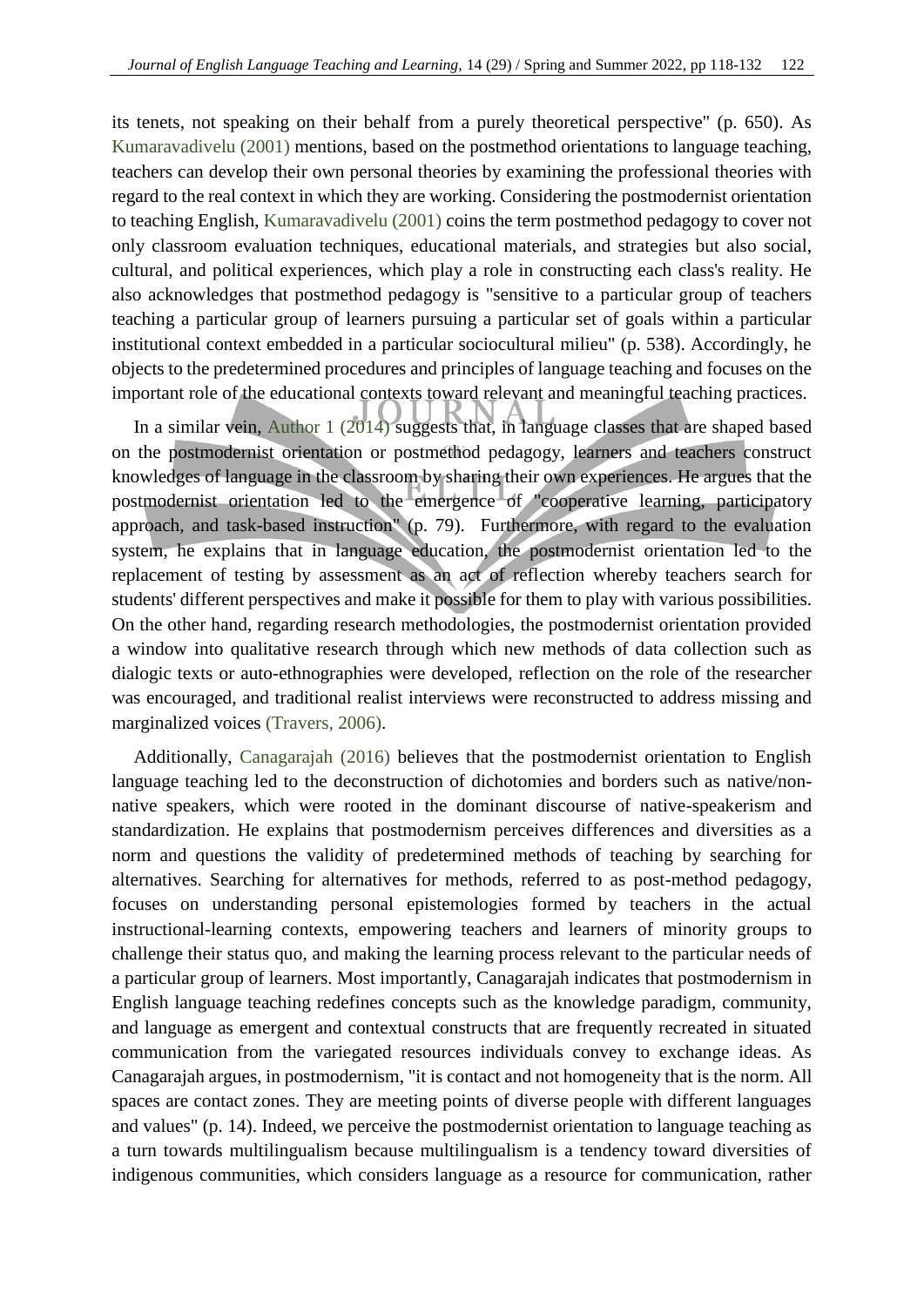its tenets, not speaking on their behalf from a purely theoretical perspective" (p. 650). As Kumaravadivelu (2001) mentions, based on the postmethod orientations to language teaching, teachers can develop their own personal theories by examining the professional theories with regard to the real context in which they are working. Considering the postmodernist orientation to teaching English, Kumaravadivelu (2001) coins the term postmethod pedagogy to cover not only classroom evaluation techniques, educational materials, and strategies but also social, cultural, and political experiences, which play a role in constructing each class's reality. He also acknowledges that postmethod pedagogy is "sensitive to a particular group of teachers teaching a particular group of learners pursuing a particular set of goals within a particular institutional context embedded in a particular sociocultural milieu" (p. 538). Accordingly, he objects to the predetermined procedures and principles of language teaching and focuses on the important role of the educational contexts toward relevant and meaningful teaching practices.

In a similar vein, Author 1 (2014) suggests that, in language classes that are shaped based on the postmodernist orientation or postmethod pedagogy, learners and teachers construct knowledges of language in the classroom by sharing their own experiences. He argues that the postmodernist orientation led to the emergence of "cooperative learning, participatory approach, and task-based instruction" (p. 79). Furthermore, with regard to the evaluation system, he explains that in language education, the postmodernist orientation led to the replacement of testing by assessment as an act of reflection whereby teachers search for students' different perspectives and make it possible for them to play with various possibilities. On the other hand, regarding research methodologies, the postmodernist orientation provided a window into qualitative research through which new methods of data collection such as dialogic texts or auto-ethnographies were developed, reflection on the role of the researcher was encouraged, and traditional realist interviews were reconstructed to address missing and marginalized voices (Travers, 2006).

Additionally, Canagarajah (2016) believes that the postmodernist orientation to English language teaching led to the deconstruction of dichotomies and borders such as native/non-native speakers, which were rooted in the dominant discourse of native-speakerism and standardization. He explains that postmodernism perceives differences and diversities as a norm and questions the validity of predetermined methods of teaching by searching for alternatives. Searching for alternatives for methods, referred to as post-method pedagogy, focuses on understanding personal epistemologies formed by teachers in the actual instructional-learning contexts, empowering teachers and learners of minority groups to challenge their status quo, and making the learning process relevant to the particular needs of a particular group of learners. Most importantly, Canagarajah indicates that postmodernism in English language teaching redefines concepts such as the knowledge paradigm, community, and language as emergent and contextual constructs that are frequently recreated in situated communication from the variegated resources individuals convey to exchange ideas. As Canagarajah argues, in postmodernism, "it is contact and not homogeneity that is the norm. All spaces are contact zones. They are meeting points of diverse people with different languages and values" (p. 14). Indeed, we perceive the postmodernist orientation to language teaching as a turn towards multilingualism because multilingualism is a tendency toward diversities of indigenous communities, which considers language as a resource for communication, rather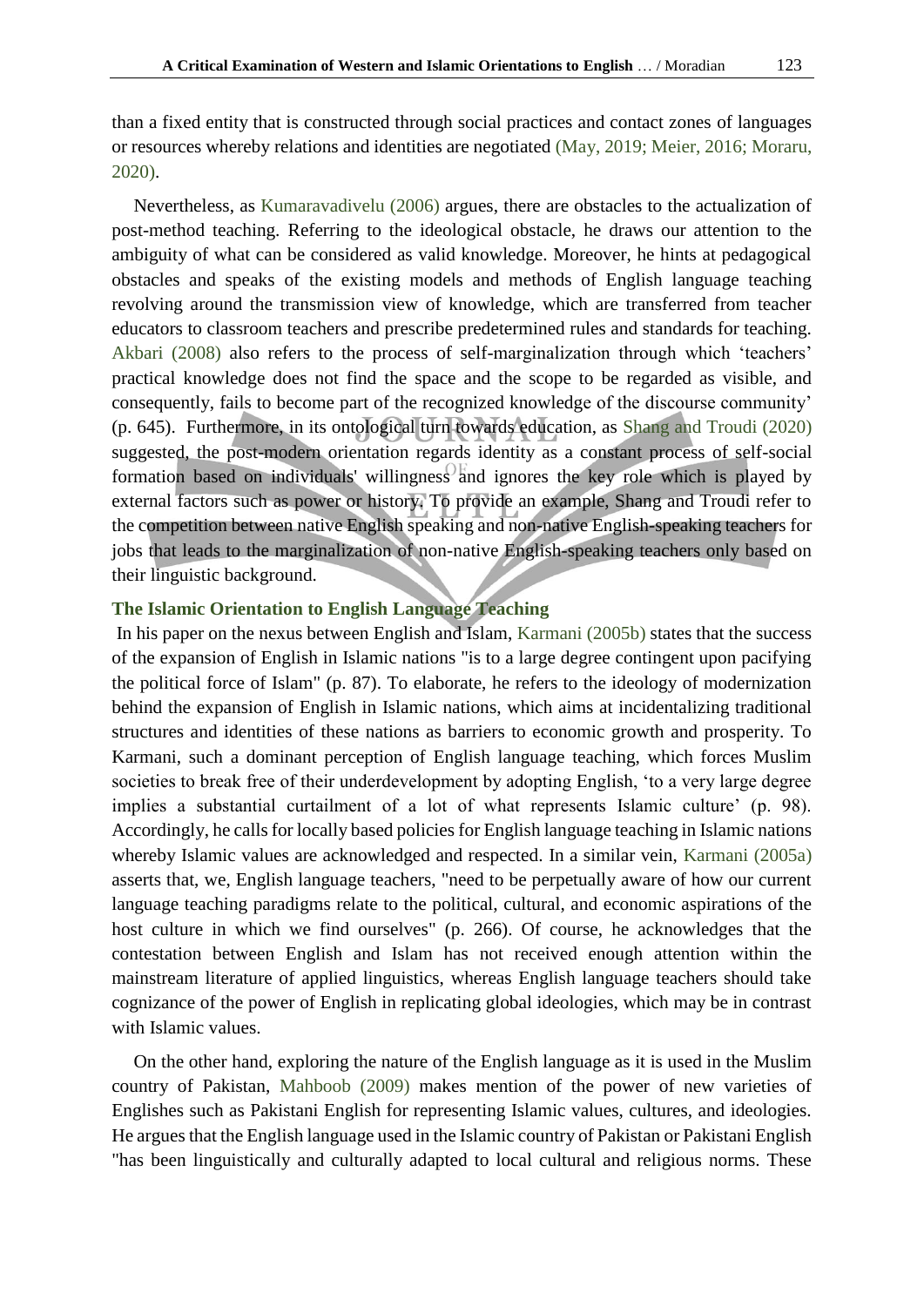than a fixed entity that is constructed through social practices and contact zones of languages or resources whereby relations and identities are negotiated (May, 2019; Meier, 2016; Moraru, 2020).

Nevertheless, as Kumaravadivelu (2006) argues, there are obstacles to the actualization of post-method teaching. Referring to the ideological obstacle, he draws our attention to the ambiguity of what can be considered as valid knowledge. Moreover, he hints at pedagogical obstacles and speaks of the existing models and methods of English language teaching revolving around the transmission view of knowledge, which are transferred from teacher educators to classroom teachers and prescribe predetermined rules and standards for teaching. Akbari (2008) also refers to the process of self-marginalization through which 'teachers' practical knowledge does not find the space and the scope to be regarded as visible, and consequently, fails to become part of the recognized knowledge of the discourse community' (p. 645). Furthermore, in its ontological turn towards education, as Shang and Troudi (2020) suggested, the post-modern orientation regards identity as a constant process of self-social formation based on individuals' willingness and ignores the key role which is played by external factors such as power or history. To provide an example, Shang and Troudi refer to the competition between native English speaking and non-native English-speaking teachers for jobs that leads to the marginalization of non-native English-speaking teachers only based on their linguistic background.

### The Islamic Orientation to English Language Teaching

In his paper on the nexus between English and Islam, Karmani (2005b) states that the success of the expansion of English in Islamic nations "is to a large degree contingent upon pacifying the political force of Islam" (p. 87). To elaborate, he refers to the ideology of modernization behind the expansion of English in Islamic nations, which aims at incidentalizing traditional structures and identities of these nations as barriers to economic growth and prosperity. To Karmani, such a dominant perception of English language teaching, which forces Muslim societies to break free of their underdevelopment by adopting English, 'to a very large degree implies a substantial curtailment of a lot of what represents Islamic culture' (p. 98). Accordingly, he calls for locally based policies for English language teaching in Islamic nations whereby Islamic values are acknowledged and respected. In a similar vein, Karmani (2005a) asserts that, we, English language teachers, "need to be perpetually aware of how our current language teaching paradigms relate to the political, cultural, and economic aspirations of the host culture in which we find ourselves" (p. 266). Of course, he acknowledges that the contestation between English and Islam has not received enough attention within the mainstream literature of applied linguistics, whereas English language teachers should take cognizance of the power of English in replicating global ideologies, which may be in contrast with Islamic values.

On the other hand, exploring the nature of the English language as it is used in the Muslim country of Pakistan, Mahboob (2009) makes mention of the power of new varieties of Englishes such as Pakistani English for representing Islamic values, cultures, and ideologies. He argues that the English language used in the Islamic country of Pakistan or Pakistani English "has been linguistically and culturally adapted to local cultural and religious norms. These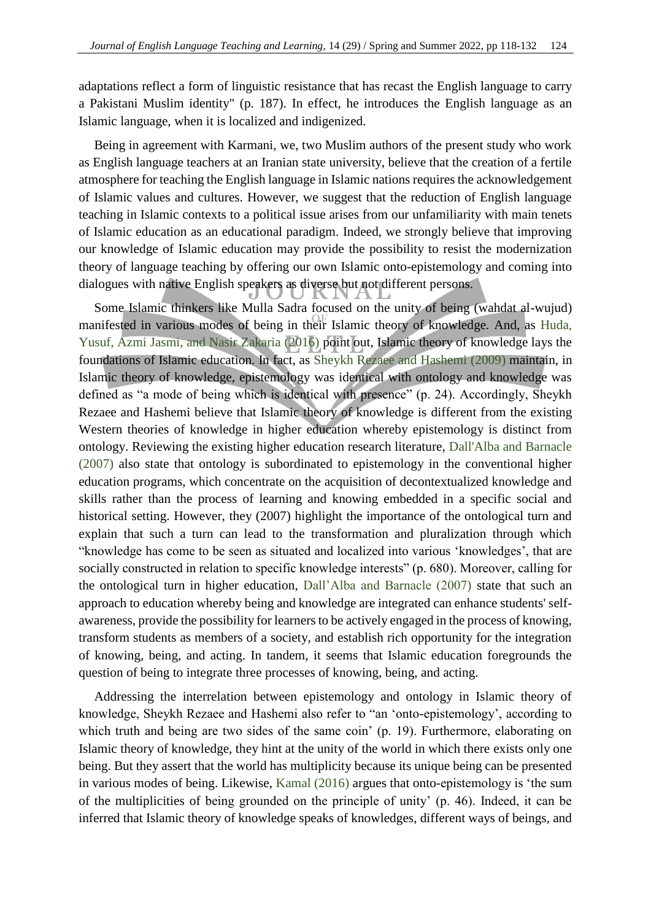adaptations reflect a form of linguistic resistance that has recast the English language to carry a Pakistani Muslim identity" (p. 187). In effect, he introduces the English language as an Islamic language, when it is localized and indigenized.

Being in agreement with Karmani, we, two Muslim authors of the present study who work as English language teachers at an Iranian state university, believe that the creation of a fertile atmosphere for teaching the English language in Islamic nations requires the acknowledgement of Islamic values and cultures. However, we suggest that the reduction of English language teaching in Islamic contexts to a political issue arises from our unfamiliarity with main tenets of Islamic education as an educational paradigm. Indeed, we strongly believe that improving our knowledge of Islamic education may provide the possibility to resist the modernization theory of language teaching by offering our own Islamic onto-epistemology and coming into dialogues with native English speakers as diverse but not different persons.

Some Islamic thinkers like Mulla Sadra focused on the unity of being (wahdat al-wujud) manifested in various modes of being in their Islamic theory of knowledge. And, as Huda, Yusuf, Azmi Jasmi, and Nasir Zakaria (2016) point out, Islamic theory of knowledge lays the foundations of Islamic education. In fact, as Sheykh Rezaee and Hashemi (2009) maintain, in Islamic theory of knowledge, epistemology was identical with ontology and knowledge was defined as "a mode of being which is identical with presence" (p. 24). Accordingly, Sheykh Rezaee and Hashemi believe that Islamic theory of knowledge is different from the existing Western theories of knowledge in higher education whereby epistemology is distinct from ontology. Reviewing the existing higher education research literature, Dall'Alba and Barnacle (2007) also state that ontology is subordinated to epistemology in the conventional higher education programs, which concentrate on the acquisition of decontextualized knowledge and skills rather than the process of learning and knowing embedded in a specific social and historical setting. However, they (2007) highlight the importance of the ontological turn and explain that such a turn can lead to the transformation and pluralization through which "knowledge has come to be seen as situated and localized into various 'knowledges', that are socially constructed in relation to specific knowledge interests" (p. 680). Moreover, calling for the ontological turn in higher education, Dall'Alba and Barnacle (2007) state that such an approach to education whereby being and knowledge are integrated can enhance students' self-awareness, provide the possibility for learners to be actively engaged in the process of knowing, transform students as members of a society, and establish rich opportunity for the integration of knowing, being, and acting. In tandem, it seems that Islamic education foregrounds the question of being to integrate three processes of knowing, being, and acting.

Addressing the interrelation between epistemology and ontology in Islamic theory of knowledge, Sheykh Rezaee and Hashemi also refer to "an 'onto-epistemology', according to which truth and being are two sides of the same coin' (p. 19). Furthermore, elaborating on Islamic theory of knowledge, they hint at the unity of the world in which there exists only one being. But they assert that the world has multiplicity because its unique being can be presented in various modes of being. Likewise, Kamal (2016) argues that onto-epistemology is 'the sum of the multiplicities of being grounded on the principle of unity' (p. 46). Indeed, it can be inferred that Islamic theory of knowledge speaks of knowledges, different ways of beings, and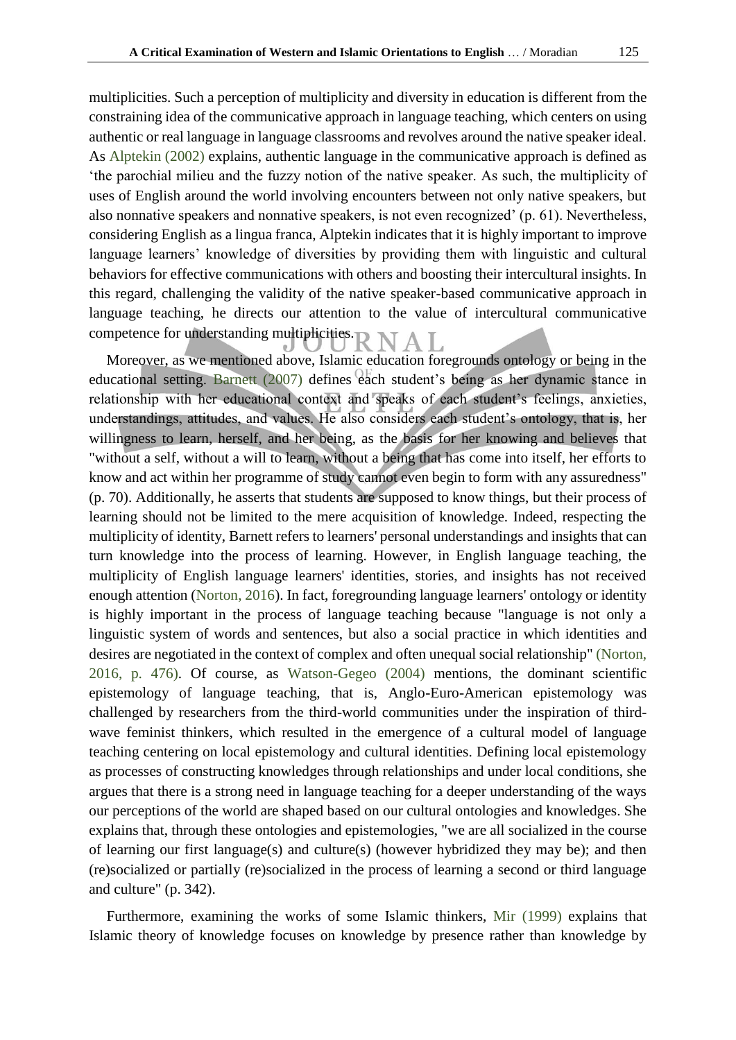multiplicities. Such a perception of multiplicity and diversity in education is different from the constraining idea of the communicative approach in language teaching, which centers on using authentic or real language in language classrooms and revolves around the native speaker ideal. As Alptekin (2002) explains, authentic language in the communicative approach is defined as 'the parochial milieu and the fuzzy notion of the native speaker. As such, the multiplicity of uses of English around the world involving encounters between not only native speakers, but also nonnative speakers and nonnative speakers, is not even recognized' (p. 61). Nevertheless, considering English as a lingua franca, Alptekin indicates that it is highly important to improve language learners' knowledge of diversities by providing them with linguistic and cultural behaviors for effective communications with others and boosting their intercultural insights. In this regard, challenging the validity of the native speaker-based communicative approach in language teaching, he directs our attention to the value of intercultural communicative competence for understanding multiplicities.

Moreover, as we mentioned above, Islamic education foregrounds ontology or being in the educational setting. Barnett (2007) defines each student's being as her dynamic stance in relationship with her educational context and speaks of each student's feelings, anxieties, understandings, attitudes, and values. He also considers each student's ontology, that is, her willingness to learn, herself, and her being, as the basis for her knowing and believes that "without a self, without a will to learn, without a being that has come into itself, her efforts to know and act within her programme of study cannot even begin to form with any assuredness" (p. 70). Additionally, he asserts that students are supposed to know things, but their process of learning should not be limited to the mere acquisition of knowledge. Indeed, respecting the multiplicity of identity, Barnett refers to learners' personal understandings and insights that can turn knowledge into the process of learning. However, in English language teaching, the multiplicity of English language learners' identities, stories, and insights has not received enough attention (Norton, 2016). In fact, foregrounding language learners' ontology or identity is highly important in the process of language teaching because "language is not only a linguistic system of words and sentences, but also a social practice in which identities and desires are negotiated in the context of complex and often unequal social relationship" (Norton, 2016, p. 476). Of course, as Watson-Gegeo (2004) mentions, the dominant scientific epistemology of language teaching, that is, Anglo-Euro-American epistemology was challenged by researchers from the third-world communities under the inspiration of third-wave feminist thinkers, which resulted in the emergence of a cultural model of language teaching centering on local epistemology and cultural identities. Defining local epistemology as processes of constructing knowledges through relationships and under local conditions, she argues that there is a strong need in language teaching for a deeper understanding of the ways our perceptions of the world are shaped based on our cultural ontologies and knowledges. She explains that, through these ontologies and epistemologies, "we are all socialized in the course of learning our first language(s) and culture(s) (however hybridized they may be); and then (re)socialized or partially (re)socialized in the process of learning a second or third language and culture" (p. 342).

Furthermore, examining the works of some Islamic thinkers, Mir (1999) explains that Islamic theory of knowledge focuses on knowledge by presence rather than knowledge by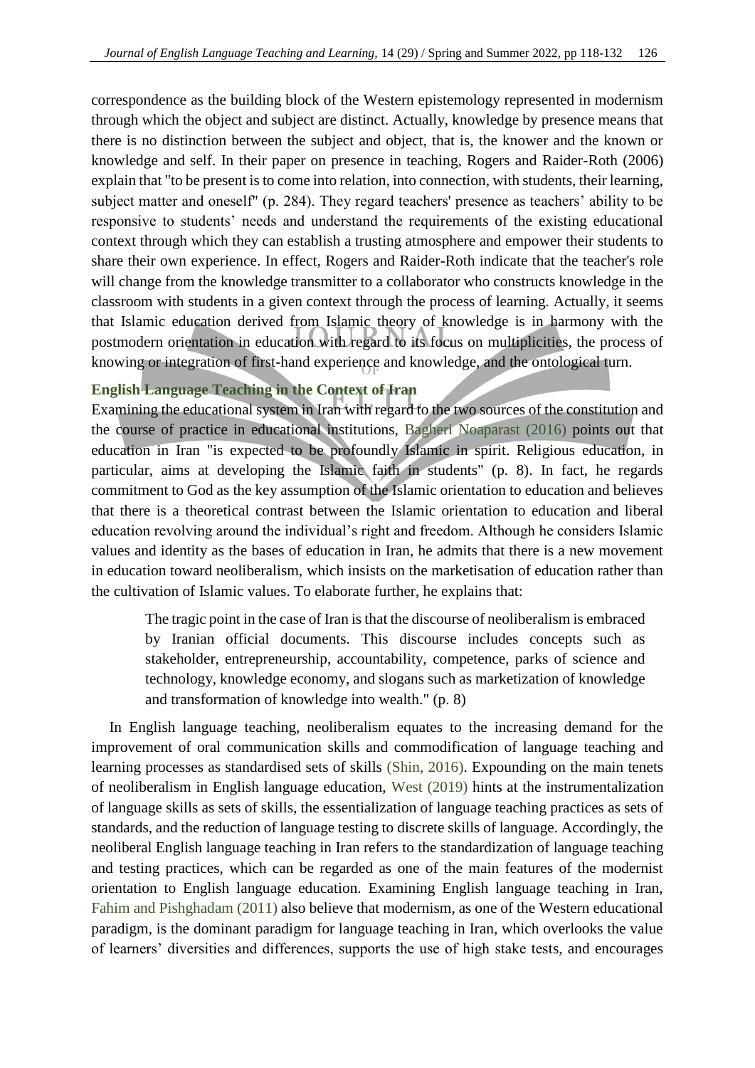correspondence as the building block of the Western epistemology represented in modernism through which the object and subject are distinct. Actually, knowledge by presence means that there is no distinction between the subject and object, that is, the knower and the known or knowledge and self. In their paper on presence in teaching, Rogers and Raider-Roth (2006) explain that "to be present is to come into relation, into connection, with students, their learning, subject matter and oneself" (p. 284). They regard teachers' presence as teachers' ability to be responsive to students' needs and understand the requirements of the existing educational context through which they can establish a trusting atmosphere and empower their students to share their own experience. In effect, Rogers and Raider-Roth indicate that the teacher's role will change from the knowledge transmitter to a collaborator who constructs knowledge in the classroom with students in a given context through the process of learning. Actually, it seems that Islamic education derived from Islamic theory of knowledge is in harmony with the postmodern orientation in education with regard to its focus on multiplicities, the process of knowing or integration of first-hand experience and knowledge, and the ontological turn.

## English Language Teaching in the Context of Iran

Examining the educational system in Iran with regard to the two sources of the constitution and the course of practice in educational institutions, Bagheri Noaparast (2016) points out that education in Iran "is expected to be profoundly Islamic in spirit. Religious education, in particular, aims at developing the Islamic faith in students" (p. 8). In fact, he regards commitment to God as the key assumption of the Islamic orientation to education and believes that there is a theoretical contrast between the Islamic orientation to education and liberal education revolving around the individual's right and freedom. Although he considers Islamic values and identity as the bases of education in Iran, he admits that there is a new movement in education toward neoliberalism, which insists on the marketisation of education rather than the cultivation of Islamic values. To elaborate further, he explains that:

> The tragic point in the case of Iran is that the discourse of neoliberalism is embraced by Iranian official documents. This discourse includes concepts such as stakeholder, entrepreneurship, accountability, competence, parks of science and technology, knowledge economy, and slogans such as marketization of knowledge and transformation of knowledge into wealth." (p. 8)

In English language teaching, neoliberalism equates to the increasing demand for the improvement of oral communication skills and commodification of language teaching and learning processes as standardised sets of skills (Shin, 2016). Expounding on the main tenets of neoliberalism in English language education, West (2019) hints at the instrumentalization of language skills as sets of skills, the essentialization of language teaching practices as sets of standards, and the reduction of language testing to discrete skills of language. Accordingly, the neoliberal English language teaching in Iran refers to the standardization of language teaching and testing practices, which can be regarded as one of the main features of the modernist orientation to English language education. Examining English language teaching in Iran, Fahim and Pishghadam (2011) also believe that modernism, as one of the Western educational paradigm, is the dominant paradigm for language teaching in Iran, which overlooks the value of learners' diversities and differences, supports the use of high stake tests, and encourages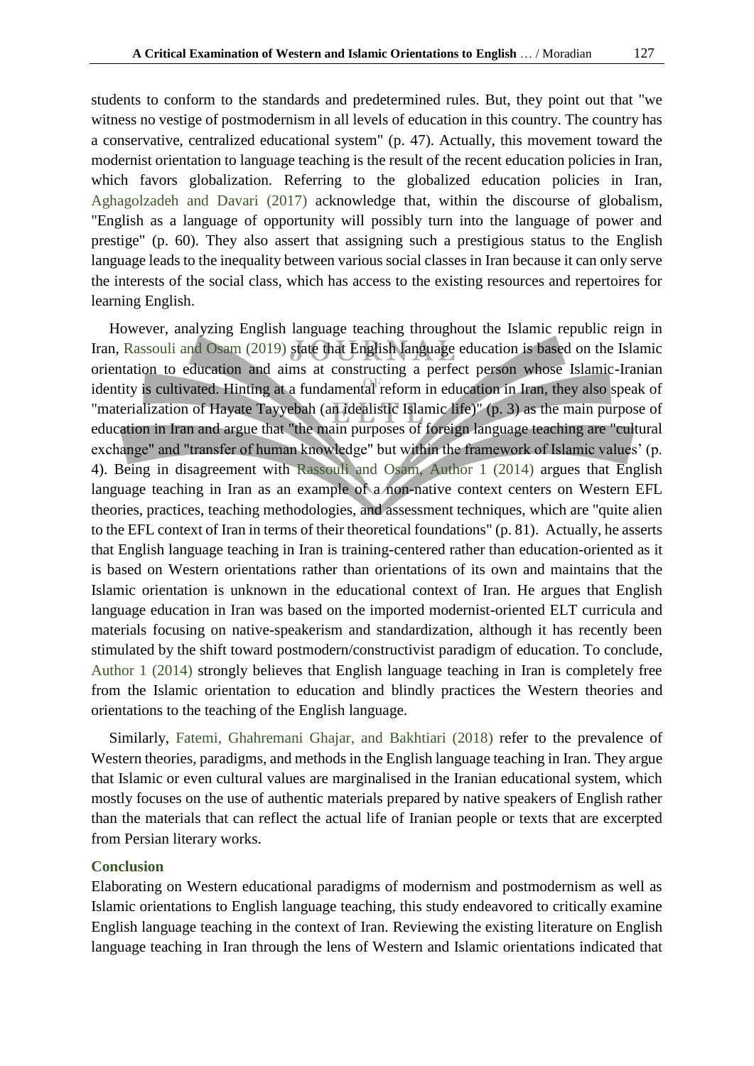students to conform to the standards and predetermined rules. But, they point out that "we witness no vestige of postmodernism in all levels of education in this country. The country has a conservative, centralized educational system" (p. 47). Actually, this movement toward the modernist orientation to language teaching is the result of the recent education policies in Iran, which favors globalization. Referring to the globalized education policies in Iran, Aghagolzadeh and Davari (2017) acknowledge that, within the discourse of globalism, "English as a language of opportunity will possibly turn into the language of power and prestige" (p. 60). They also assert that assigning such a prestigious status to the English language leads to the inequality between various social classes in Iran because it can only serve the interests of the social class, which has access to the existing resources and repertoires for learning English.

However, analyzing English language teaching throughout the Islamic republic reign in Iran, Rassouli and Osam (2019) state that English language education is based on the Islamic orientation to education and aims at constructing a perfect person whose Islamic-Iranian identity is cultivated. Hinting at a fundamental reform in education in Iran, they also speak of "materialization of Hayate Tayyebah (an idealistic Islamic life)" (p. 3) as the main purpose of education in Iran and argue that "the main purposes of foreign language teaching are "cultural exchange" and "transfer of human knowledge" but within the framework of Islamic values' (p. 4). Being in disagreement with Rassouli and Osam, Author 1 (2014) argues that English language teaching in Iran as an example of a non-native context centers on Western EFL theories, practices, teaching methodologies, and assessment techniques, which are "quite alien to the EFL context of Iran in terms of their theoretical foundations" (p. 81). Actually, he asserts that English language teaching in Iran is training-centered rather than education-oriented as it is based on Western orientations rather than orientations of its own and maintains that the Islamic orientation is unknown in the educational context of Iran. He argues that English language education in Iran was based on the imported modernist-oriented ELT curricula and materials focusing on native-speakerism and standardization, although it has recently been stimulated by the shift toward postmodern/constructivist paradigm of education. To conclude, Author 1 (2014) strongly believes that English language teaching in Iran is completely free from the Islamic orientation to education and blindly practices the Western theories and orientations to the teaching of the English language.

Similarly, Fatemi, Ghahremani Ghajar, and Bakhtiari (2018) refer to the prevalence of Western theories, paradigms, and methods in the English language teaching in Iran. They argue that Islamic or even cultural values are marginalised in the Iranian educational system, which mostly focuses on the use of authentic materials prepared by native speakers of English rather than the materials that can reflect the actual life of Iranian people or texts that are excerpted from Persian literary works.

## Conclusion

Elaborating on Western educational paradigms of modernism and postmodernism as well as Islamic orientations to English language teaching, this study endeavored to critically examine English language teaching in the context of Iran. Reviewing the existing literature on English language teaching in Iran through the lens of Western and Islamic orientations indicated that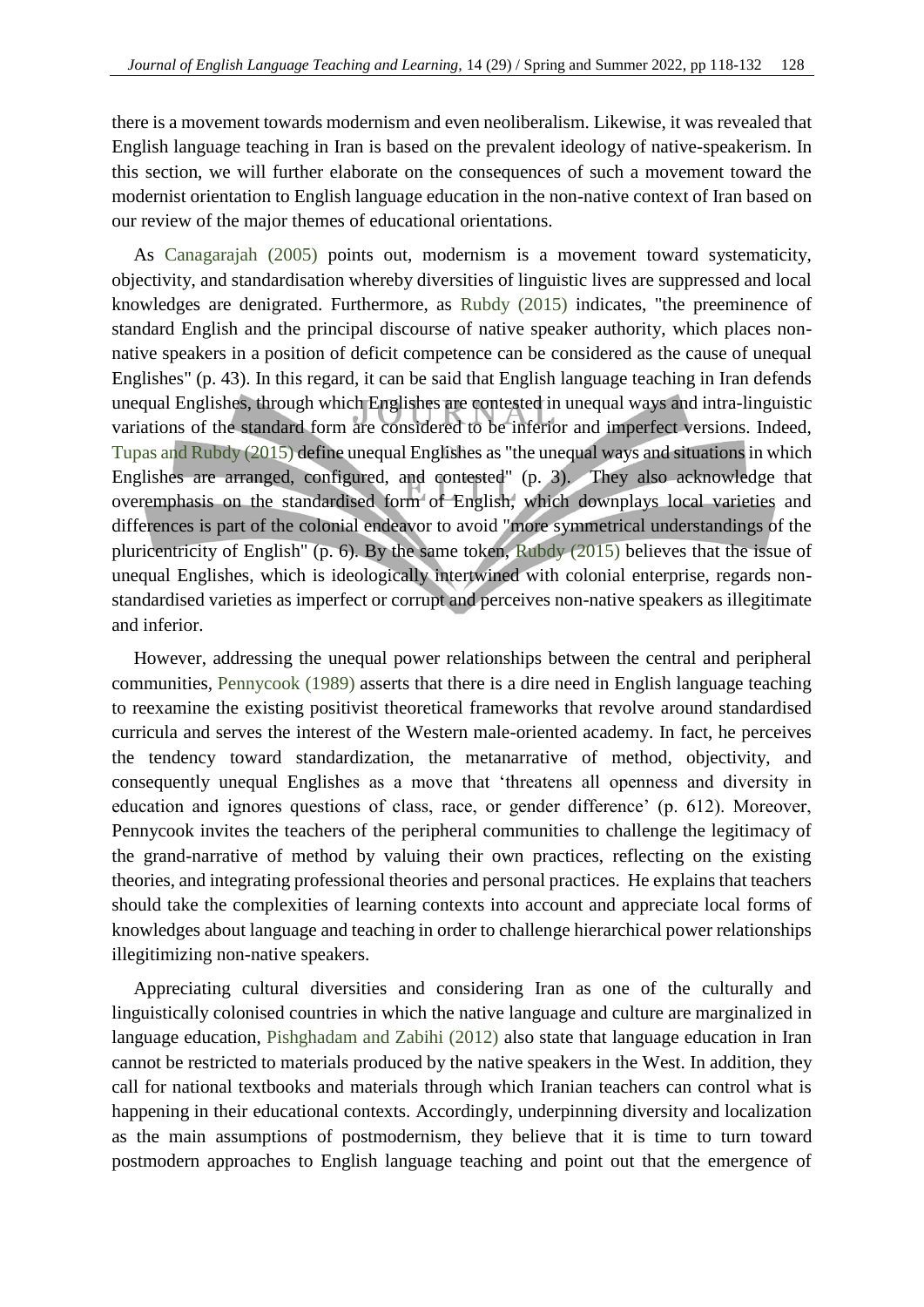there is a movement towards modernism and even neoliberalism. Likewise, it was revealed that English language teaching in Iran is based on the prevalent ideology of native-speakerism. In this section, we will further elaborate on the consequences of such a movement toward the modernist orientation to English language education in the non-native context of Iran based on our review of the major themes of educational orientations.

As Canagarajah (2005) points out, modernism is a movement toward systematicity, objectivity, and standardisation whereby diversities of linguistic lives are suppressed and local knowledges are denigrated. Furthermore, as Rubdy (2015) indicates, "the preeminence of standard English and the principal discourse of native speaker authority, which places non-native speakers in a position of deficit competence can be considered as the cause of unequal Englishes" (p. 43). In this regard, it can be said that English language teaching in Iran defends unequal Englishes, through which Englishes are contested in unequal ways and intra-linguistic variations of the standard form are considered to be inferior and imperfect versions. Indeed, Tupas and Rubdy (2015) define unequal Englishes as "the unequal ways and situations in which Englishes are arranged, configured, and contested" (p. 3). They also acknowledge that overemphasis on the standardised form of English, which downplays local varieties and differences is part of the colonial endeavor to avoid "more symmetrical understandings of the pluricentricity of English" (p. 6). By the same token, Rubdy (2015) believes that the issue of unequal Englishes, which is ideologically intertwined with colonial enterprise, regards non-standardised varieties as imperfect or corrupt and perceives non-native speakers as illegitimate and inferior.

However, addressing the unequal power relationships between the central and peripheral communities, Pennycook (1989) asserts that there is a dire need in English language teaching to reexamine the existing positivist theoretical frameworks that revolve around standardised curricula and serves the interest of the Western male-oriented academy. In fact, he perceives the tendency toward standardization, the metanarrative of method, objectivity, and consequently unequal Englishes as a move that 'threatens all openness and diversity in education and ignores questions of class, race, or gender difference' (p. 612). Moreover, Pennycook invites the teachers of the peripheral communities to challenge the legitimacy of the grand-narrative of method by valuing their own practices, reflecting on the existing theories, and integrating professional theories and personal practices. He explains that teachers should take the complexities of learning contexts into account and appreciate local forms of knowledges about language and teaching in order to challenge hierarchical power relationships illegitimizing non-native speakers.

Appreciating cultural diversities and considering Iran as one of the culturally and linguistically colonised countries in which the native language and culture are marginalized in language education, Pishghadam and Zabihi (2012) also state that language education in Iran cannot be restricted to materials produced by the native speakers in the West. In addition, they call for national textbooks and materials through which Iranian teachers can control what is happening in their educational contexts. Accordingly, underpinning diversity and localization as the main assumptions of postmodernism, they believe that it is time to turn toward postmodern approaches to English language teaching and point out that the emergence of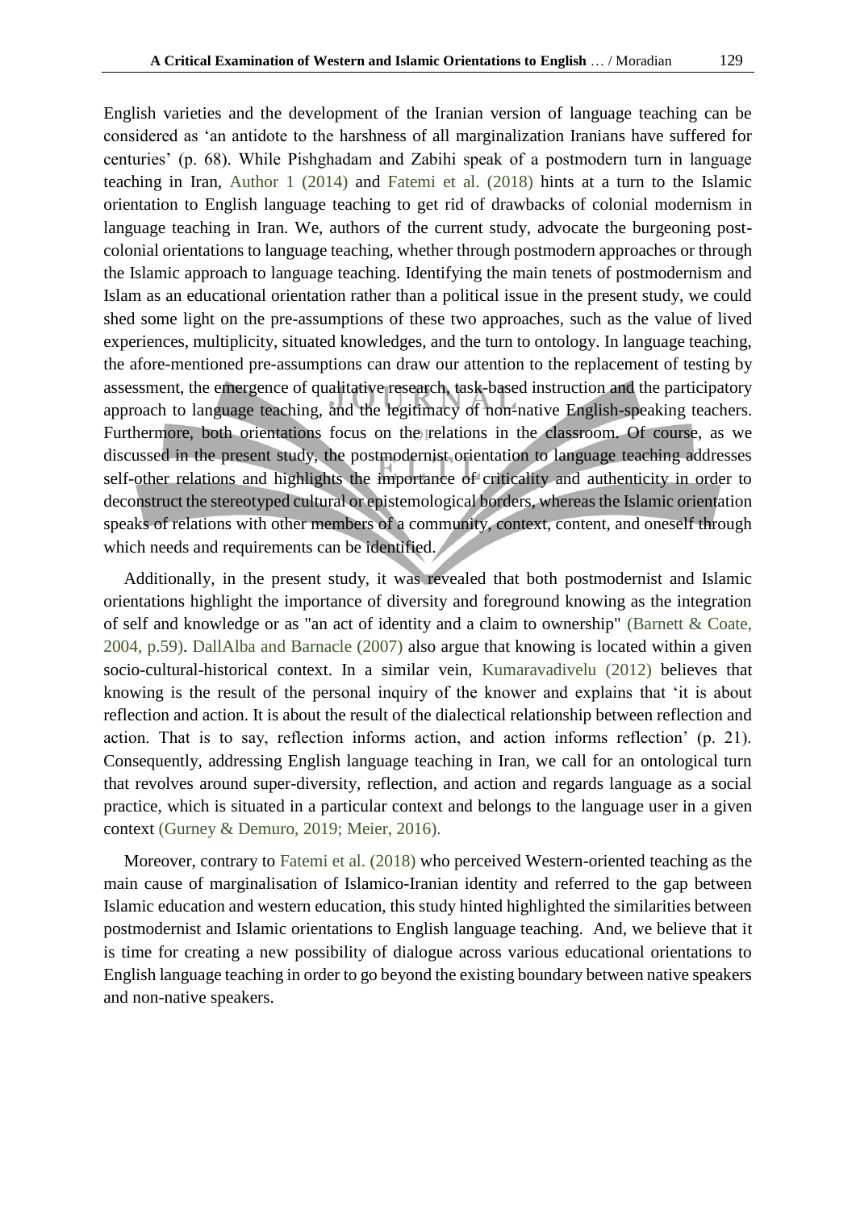English varieties and the development of the Iranian version of language teaching can be considered as 'an antidote to the harshness of all marginalization Iranians have suffered for centuries' (p. 68). While Pishghadam and Zabihi speak of a postmodern turn in language teaching in Iran, Author 1 (2014) and Fatemi et al. (2018) hints at a turn to the Islamic orientation to English language teaching to get rid of drawbacks of colonial modernism in language teaching in Iran. We, authors of the current study, advocate the burgeoning post-colonial orientations to language teaching, whether through postmodern approaches or through the Islamic approach to language teaching. Identifying the main tenets of postmodernism and Islam as an educational orientation rather than a political issue in the present study, we could shed some light on the pre-assumptions of these two approaches, such as the value of lived experiences, multiplicity, situated knowledges, and the turn to ontology. In language teaching, the afore-mentioned pre-assumptions can draw our attention to the replacement of testing by assessment, the emergence of qualitative research, task-based instruction and the participatory approach to language teaching, and the legitimacy of non-native English-speaking teachers. Furthermore, both orientations focus on the relations in the classroom. Of course, as we discussed in the present study, the postmodernist orientation to language teaching addresses self-other relations and highlights the importance of criticality and authenticity in order to deconstruct the stereotyped cultural or epistemological borders, whereas the Islamic orientation speaks of relations with other members of a community, context, content, and oneself through which needs and requirements can be identified.

Additionally, in the present study, it was revealed that both postmodernist and Islamic orientations highlight the importance of diversity and foreground knowing as the integration of self and knowledge or as "an act of identity and a claim to ownership" (Barnett & Coate, 2004, p.59). DallAlba and Barnacle (2007) also argue that knowing is located within a given socio-cultural-historical context. In a similar vein, Kumaravadivelu (2012) believes that knowing is the result of the personal inquiry of the knower and explains that 'it is about reflection and action. It is about the result of the dialectical relationship between reflection and action. That is to say, reflection informs action, and action informs reflection' (p. 21). Consequently, addressing English language teaching in Iran, we call for an ontological turn that revolves around super-diversity, reflection, and action and regards language as a social practice, which is situated in a particular context and belongs to the language user in a given context (Gurney & Demuro, 2019; Meier, 2016).

Moreover, contrary to Fatemi et al. (2018) who perceived Western-oriented teaching as the main cause of marginalisation of Islamico-Iranian identity and referred to the gap between Islamic education and western education, this study hinted highlighted the similarities between postmodernist and Islamic orientations to English language teaching. And, we believe that it is time for creating a new possibility of dialogue across various educational orientations to English language teaching in order to go beyond the existing boundary between native speakers and non-native speakers.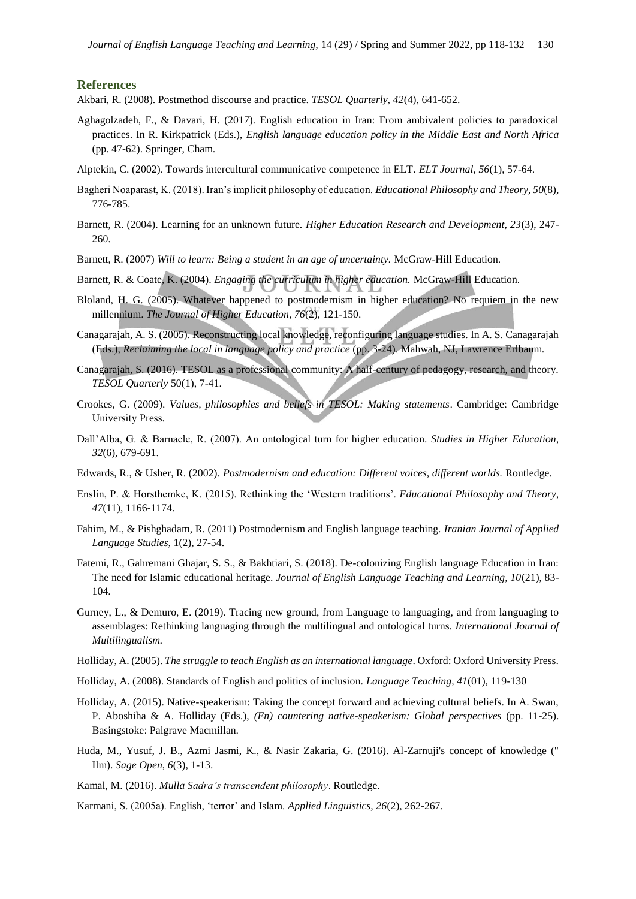## References

Akbari, R. (2008). Postmethod discourse and practice. *TESOL Quarterly, 42*(4), 641-652.

Aghagolzadeh, F., & Davari, H. (2017). English education in Iran: From ambivalent policies to paradoxical practices. In R. Kirkpatrick (Eds.), *English language education policy in the Middle East and North Africa* (pp. 47-62). Springer, Cham.

Alptekin, C. (2002). Towards intercultural communicative competence in ELT. *ELT Journal, 56*(1), 57-64.

Bagheri Noaparast, K. (2018). Iran's implicit philosophy of education. *Educational Philosophy and Theory, 50*(8), 776-785.

Barnett, R. (2004). Learning for an unknown future. *Higher Education Research and Development, 23*(3), 247-260.

Barnett, R. (2007) *Will to learn: Being a student in an age of uncertainty.* McGraw-Hill Education.

Barnett, R. & Coate, K. (2004). *Engaging the curriculum in higher education.* McGraw-Hill Education.

Bloland, H. G. (2005). Whatever happened to postmodernism in higher education? No requiem in the new millennium. *The Journal of Higher Education, 76*(2), 121-150.

Canagarajah, A. S. (2005). Reconstructing local knowledge, reconfiguring language studies. In A. S. Canagarajah (Eds.), *Reclaiming the local in language policy and practice* (pp. 3-24). Mahwah, NJ, Lawrence Erlbaum.

Canagarajah, S. (2016). TESOL as a professional community: A half-century of pedagogy, research, and theory. *TESOL Quarterly* 50(1), 7-41.

Crookes, G. (2009). *Values, philosophies and beliefs in TESOL: Making statements*. Cambridge: Cambridge University Press.

Dall'Alba, G. & Barnacle, R. (2007). An ontological turn for higher education. *Studies in Higher Education, 32*(6), 679-691.

Edwards, R., & Usher, R. (2002). *Postmodernism and education: Different voices, different worlds.* Routledge.

Enslin, P. & Horsthemke, K. (2015). Rethinking the 'Western traditions'. *Educational Philosophy and Theory, 47*(11), 1166-1174.

Fahim, M., & Pishghadam, R. (2011) Postmodernism and English language teaching. *Iranian Journal of Applied Language Studies,* 1(2), 27-54.

Fatemi, R., Gahremani Ghajar, S. S., & Bakhtiari, S. (2018). De-colonizing English language Education in Iran: The need for Islamic educational heritage. *Journal of English Language Teaching and Learning, 10*(21), 83-104.

Gurney, L., & Demuro, E. (2019). Tracing new ground, from Language to languaging, and from languaging to assemblages: Rethinking languaging through the multilingual and ontological turns. *International Journal of Multilingualism.*

Holliday, A. (2005). *The struggle to teach English as an international language*. Oxford: Oxford University Press.

Holliday, A. (2008). Standards of English and politics of inclusion. *Language Teaching, 41*(01), 119-130

Holliday, A. (2015). Native-speakerism: Taking the concept forward and achieving cultural beliefs. In A. Swan, P. Aboshiha & A. Holliday (Eds.), *(En) countering native-speakerism: Global perspectives* (pp. 11-25). Basingstoke: Palgrave Macmillan.

Huda, M., Yusuf, J. B., Azmi Jasmi, K., & Nasir Zakaria, G. (2016). Al-Zarnuji's concept of knowledge (" Ilm). *Sage Open, 6*(3), 1-13.

Kamal, M. (2016). *Mulla Sadra's transcendent philosophy*. Routledge.

Karmani, S. (2005a). English, 'terror' and Islam. *Applied Linguistics, 26*(2), 262-267.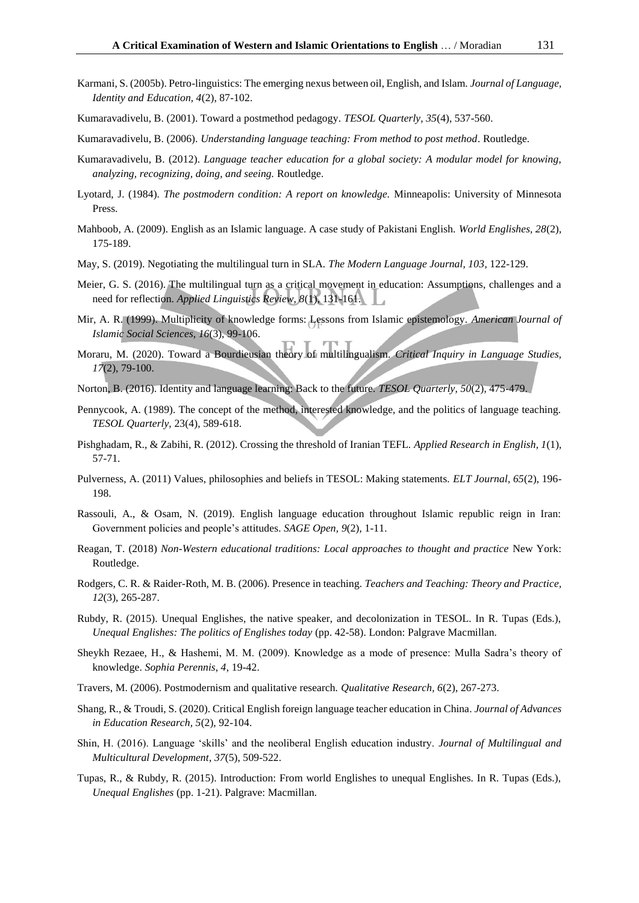Karmani, S. (2005b). Petro-linguistics: The emerging nexus between oil, English, and Islam. *Journal of Language, Identity and Education, 4*(2), 87-102.

Kumaravadivelu, B. (2001). Toward a postmethod pedagogy. *TESOL Quarterly, 35*(4), 537-560.

Kumaravadivelu, B. (2006). *Understanding language teaching: From method to post method*. Routledge.

Kumaravadivelu, B. (2012). *Language teacher education for a global society: A modular model for knowing, analyzing, recognizing, doing, and seeing.* Routledge.

Lyotard, J. (1984). *The postmodern condition: A report on knowledge.* Minneapolis: University of Minnesota Press.

Mahboob, A. (2009). English as an Islamic language. A case study of Pakistani English. *World Englishes, 28*(2), 175-189.

May, S. (2019). Negotiating the multilingual turn in SLA. *The Modern Language Journal, 103*, 122-129.

Meier, G. S. (2016). The multilingual turn as a critical movement in education: Assumptions, challenges and a need for reflection. *Applied Linguistics Review, 8*(1), 131-161.

Mir, A. R. (1999). Multiplicity of knowledge forms: Lessons from Islamic epistemology. *American Journal of Islamic Social Sciences, 16*(3), 99-106.

Moraru, M. (2020). Toward a Bourdieusian theory of multilingualism. *Critical Inquiry in Language Studies, 17*(2), 79-100.

Norton, B. (2016). Identity and language learning: Back to the future. *TESOL Quarterly, 50*(2), 475-479.

Pennycook, A. (1989). The concept of the method, interested knowledge, and the politics of language teaching. *TESOL Quarterly,* 23(4), 589-618.

Pishghadam, R., & Zabihi, R. (2012). Crossing the threshold of Iranian TEFL. *Applied Research in English, 1*(1), 57-71.

Pulverness, A. (2011) Values, philosophies and beliefs in TESOL: Making statements. *ELT Journal, 65*(2), 196-198.

Rassouli, A., & Osam, N. (2019). English language education throughout Islamic republic reign in Iran: Government policies and people's attitudes. *SAGE Open, 9*(2), 1-11.

Reagan, T. (2018) *Non-Western educational traditions: Local approaches to thought and practice* New York: Routledge.

Rodgers, C. R. & Raider-Roth, M. B. (2006). Presence in teaching. *Teachers and Teaching: Theory and Practice, 12*(3), 265-287.

Rubdy, R. (2015). Unequal Englishes, the native speaker, and decolonization in TESOL. In R. Tupas (Eds.), *Unequal Englishes: The politics of Englishes today* (pp. 42-58). London: Palgrave Macmillan.

Sheykh Rezaee, H., & Hashemi, M. M. (2009). Knowledge as a mode of presence: Mulla Sadra's theory of knowledge. *Sophia Perennis, 4*, 19-42.

Travers, M. (2006). Postmodernism and qualitative research. *Qualitative Research, 6*(2), 267-273.

Shang, R., & Troudi, S. (2020). Critical English foreign language teacher education in China. *Journal of Advances in Education Research, 5*(2), 92-104.

Shin, H. (2016). Language 'skills' and the neoliberal English education industry. *Journal of Multilingual and Multicultural Development*, *37*(5), 509-522.

Tupas, R., & Rubdy, R. (2015). Introduction: From world Englishes to unequal Englishes. In R. Tupas (Eds.), *Unequal Englishes* (pp. 1-21). Palgrave: Macmillan.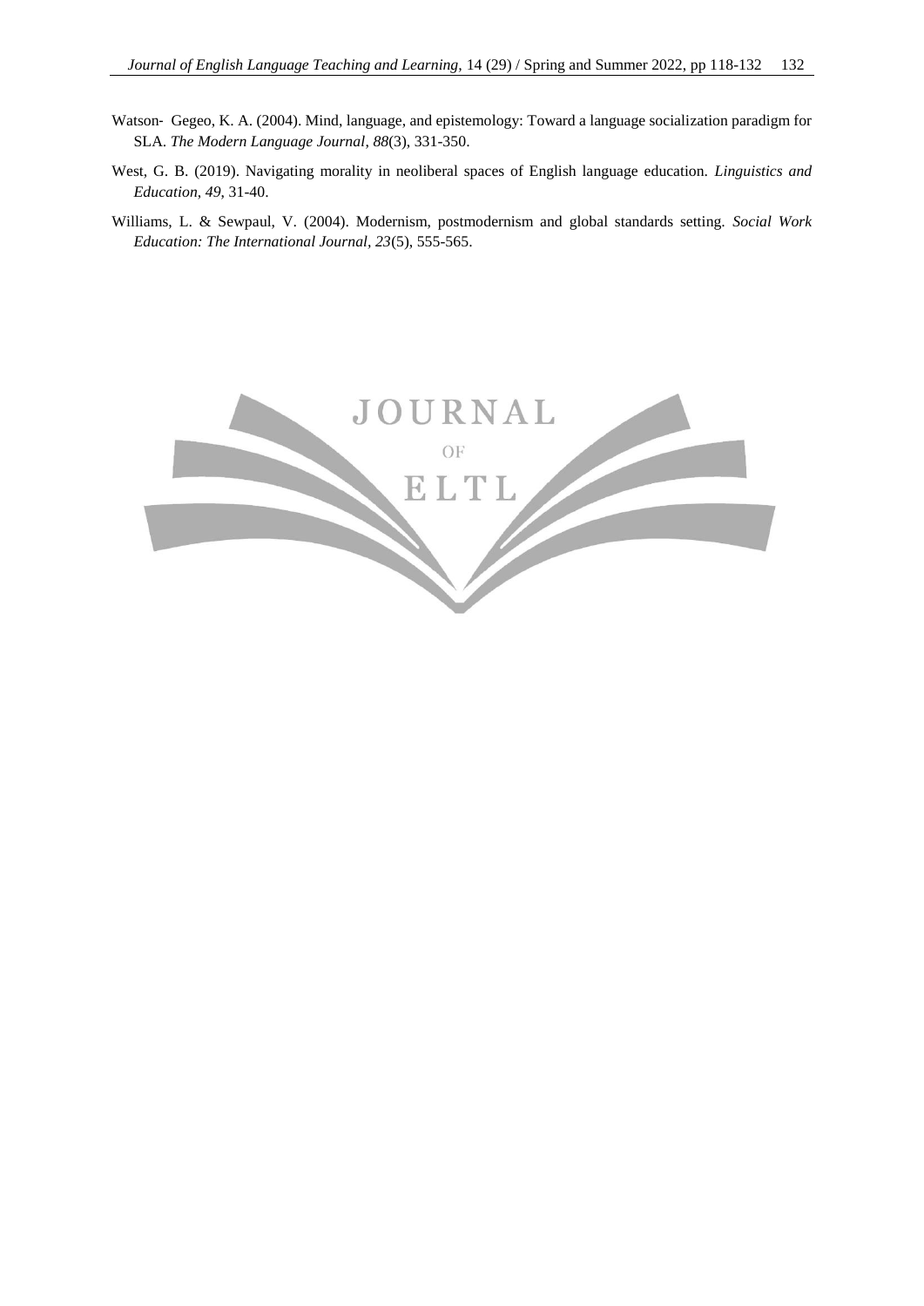Watson- Gegeo, K. A. (2004). Mind, language, and epistemology: Toward a language socialization paradigm for SLA. *The Modern Language Journal*, *88*(3), 331-350.

West, G. B. (2019). Navigating morality in neoliberal spaces of English language education. *Linguistics and Education*, *49*, 31-40.

Williams, L. & Sewpaul, V. (2004). Modernism, postmodernism and global standards setting. *Social Work Education: The International Journal*, *23*(5), 555-565.